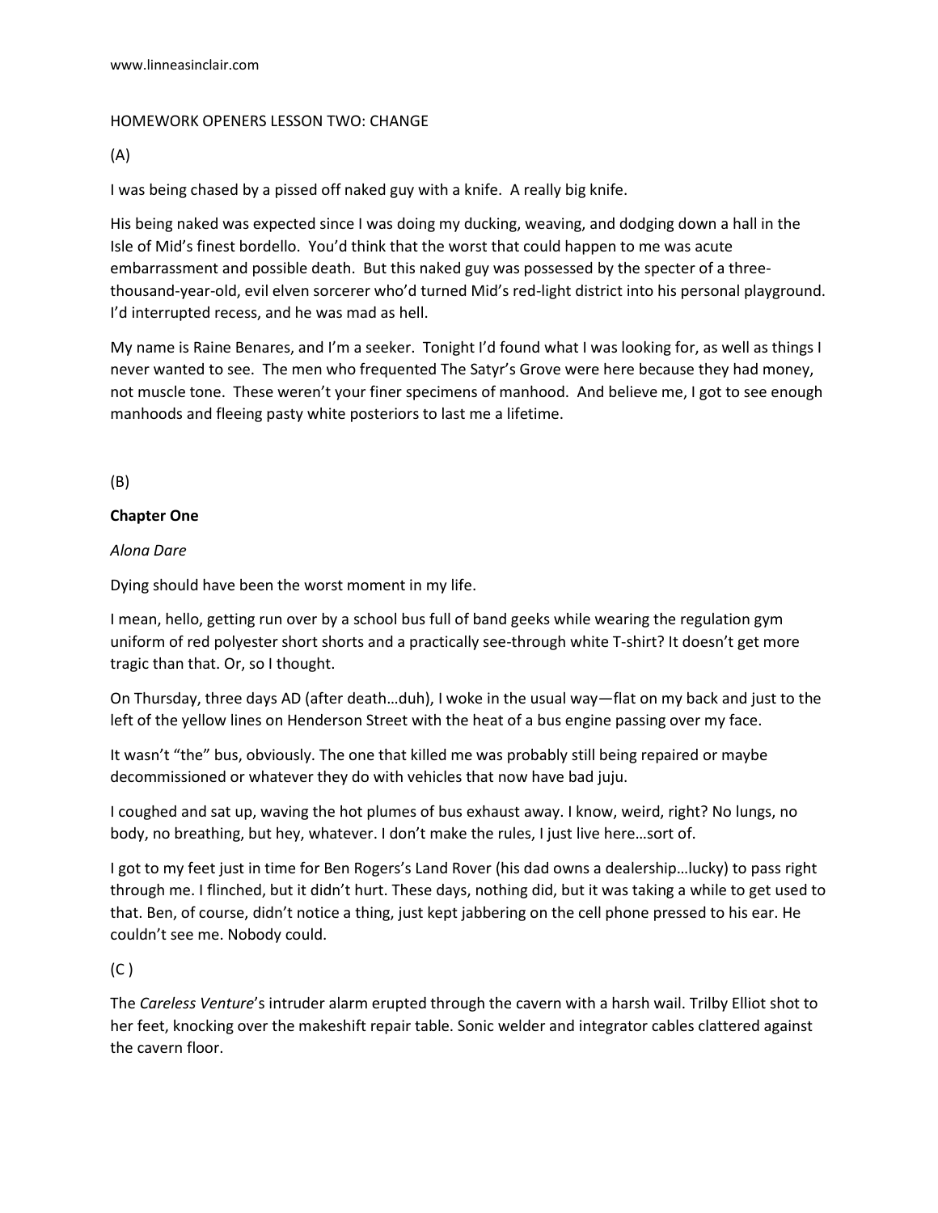www.linneasinclair.com

HOMEWORK OPENERS LESSON TWO: CHANGE

(A)

I was being chased by a pissed off naked guy with a knife. A really big knife.

His being naked was expected since I was doing my ducking, weaving, and dodging down a hall in the Isle of Mid's finest bordello. You'd think that the worst that could happen to me was acute embarrassment and possible death. But this naked guy was possessed by the specter of a three-thousand-year-old, evil elven sorcerer who'd turned Mid's red-light district into his personal playground. I'd interrupted recess, and he was mad as hell.

My name is Raine Benares, and I'm a seeker. Tonight I'd found what I was looking for, as well as things I never wanted to see. The men who frequented The Satyr's Grove were here because they had money, not muscle tone. These weren't your finer specimens of manhood. And believe me, I got to see enough manhoods and fleeing pasty white posteriors to last me a lifetime.

(B)

**Chapter One**

*Alona Dare*

Dying should have been the worst moment in my life.

I mean, hello, getting run over by a school bus full of band geeks while wearing the regulation gym uniform of red polyester short shorts and a practically see-through white T-shirt? It doesn't get more tragic than that. Or, so I thought.

On Thursday, three days AD (after death…duh), I woke in the usual way—flat on my back and just to the left of the yellow lines on Henderson Street with the heat of a bus engine passing over my face.

It wasn't "the" bus, obviously. The one that killed me was probably still being repaired or maybe decommissioned or whatever they do with vehicles that now have bad juju.

I coughed and sat up, waving the hot plumes of bus exhaust away. I know, weird, right? No lungs, no body, no breathing, but hey, whatever. I don't make the rules, I just live here…sort of.

I got to my feet just in time for Ben Rogers's Land Rover (his dad owns a dealership…lucky) to pass right through me. I flinched, but it didn't hurt. These days, nothing did, but it was taking a while to get used to that. Ben, of course, didn't notice a thing, just kept jabbering on the cell phone pressed to his ear. He couldn't see me. Nobody could.

(C )

The *Careless Venture*'s intruder alarm erupted through the cavern with a harsh wail. Trilby Elliot shot to her feet, knocking over the makeshift repair table. Sonic welder and integrator cables clattered against the cavern floor.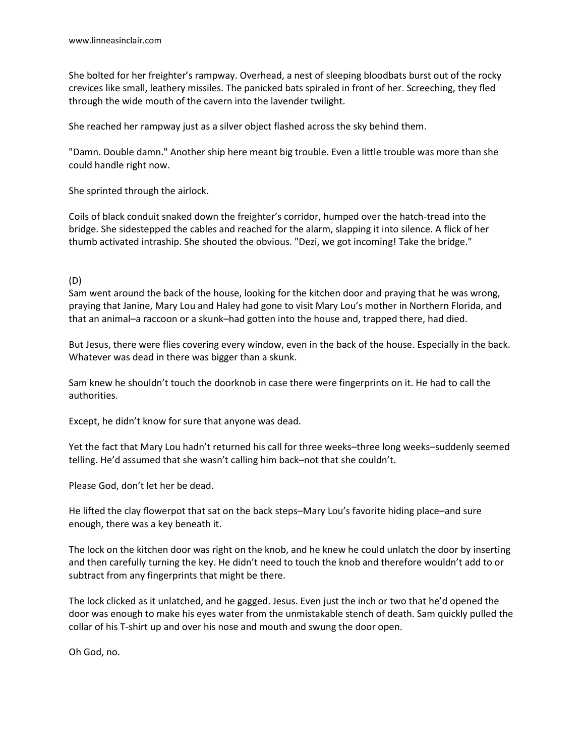She bolted for her freighter's rampway. Overhead, a nest of sleeping bloodbats burst out of the rocky crevices like small, leathery missiles. The panicked bats spiraled in front of her. Screeching, they fled through the wide mouth of the cavern into the lavender twilight.

She reached her rampway just as a silver object flashed across the sky behind them.

"Damn. Double damn." Another ship here meant big trouble. Even a little trouble was more than she could handle right now.

She sprinted through the airlock.

Coils of black conduit snaked down the freighter's corridor, humped over the hatch-tread into the bridge. She sidestepped the cables and reached for the alarm, slapping it into silence. A flick of her thumb activated intraship. She shouted the obvious. "Dezi, we got incoming! Take the bridge."

(D)

Sam went around the back of the house, looking for the kitchen door and praying that he was wrong, praying that Janine, Mary Lou and Haley had gone to visit Mary Lou's mother in Northern Florida, and that an animal–a raccoon or a skunk–had gotten into the house and, trapped there, had died.

But Jesus, there were flies covering every window, even in the back of the house. Especially in the back. Whatever was dead in there was bigger than a skunk.

Sam knew he shouldn't touch the doorknob in case there were fingerprints on it. He had to call the authorities.

Except, he didn't know for sure that anyone was dead.

Yet the fact that Mary Lou hadn't returned his call for three weeks–three long weeks–suddenly seemed telling. He'd assumed that she wasn't calling him back–not that she couldn't.

Please God, don't let her be dead.

He lifted the clay flowerpot that sat on the back steps–Mary Lou's favorite hiding place–and sure enough, there was a key beneath it.

The lock on the kitchen door was right on the knob, and he knew he could unlatch the door by inserting and then carefully turning the key. He didn't need to touch the knob and therefore wouldn't add to or subtract from any fingerprints that might be there.

The lock clicked as it unlatched, and he gagged. Jesus. Even just the inch or two that he'd opened the door was enough to make his eyes water from the unmistakable stench of death. Sam quickly pulled the collar of his T-shirt up and over his nose and mouth and swung the door open.

Oh God, no.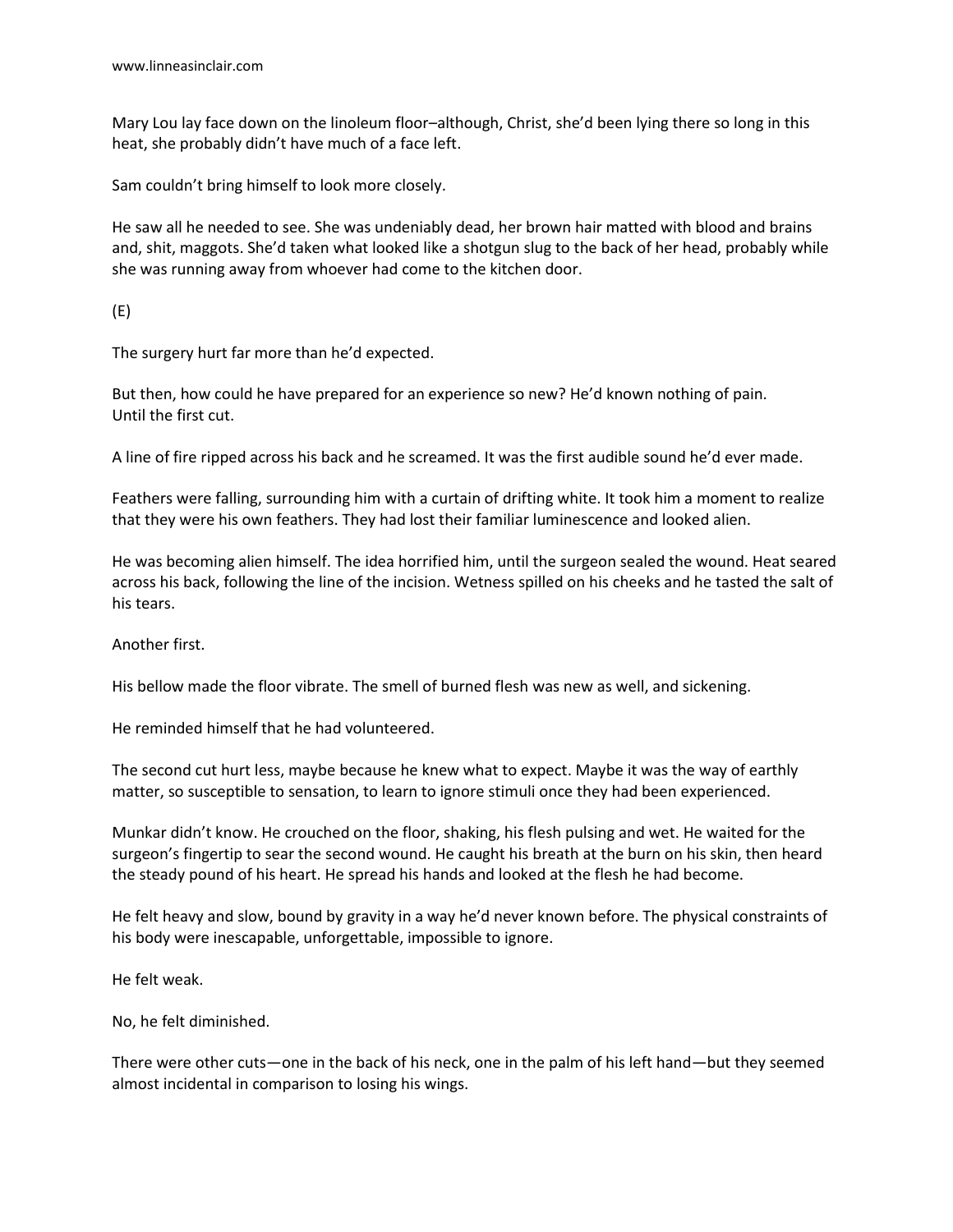Mary Lou lay face down on the linoleum floor–although, Christ, she'd been lying there so long in this heat, she probably didn't have much of a face left.

Sam couldn't bring himself to look more closely.

He saw all he needed to see. She was undeniably dead, her brown hair matted with blood and brains and, shit, maggots. She'd taken what looked like a shotgun slug to the back of her head, probably while she was running away from whoever had come to the kitchen door.

(E)

The surgery hurt far more than he'd expected.

But then, how could he have prepared for an experience so new? He'd known nothing of pain. Until the first cut.

A line of fire ripped across his back and he screamed. It was the first audible sound he'd ever made.

Feathers were falling, surrounding him with a curtain of drifting white. It took him a moment to realize that they were his own feathers. They had lost their familiar luminescence and looked alien.

He was becoming alien himself. The idea horrified him, until the surgeon sealed the wound. Heat seared across his back, following the line of the incision. Wetness spilled on his cheeks and he tasted the salt of his tears.

Another first.

His bellow made the floor vibrate. The smell of burned flesh was new as well, and sickening.

He reminded himself that he had volunteered.

The second cut hurt less, maybe because he knew what to expect. Maybe it was the way of earthly matter, so susceptible to sensation, to learn to ignore stimuli once they had been experienced.

Munkar didn't know. He crouched on the floor, shaking, his flesh pulsing and wet. He waited for the surgeon's fingertip to sear the second wound. He caught his breath at the burn on his skin, then heard the steady pound of his heart. He spread his hands and looked at the flesh he had become.

He felt heavy and slow, bound by gravity in a way he'd never known before. The physical constraints of his body were inescapable, unforgettable, impossible to ignore.

He felt weak.

No, he felt diminished.

There were other cuts—one in the back of his neck, one in the palm of his left hand—but they seemed almost incidental in comparison to losing his wings.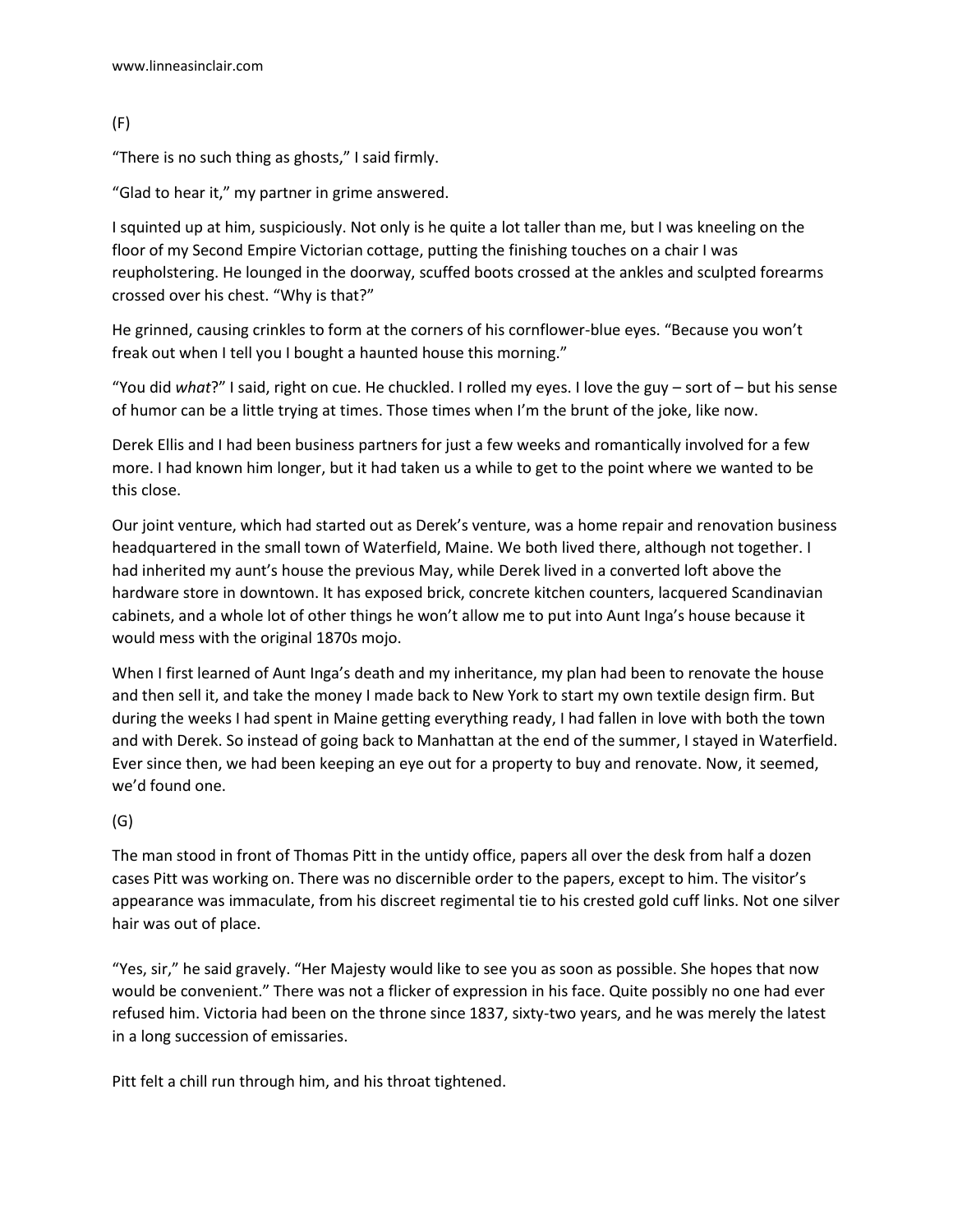(F)

“There is no such thing as ghosts,” I said firmly.

“Glad to hear it,” my partner in grime answered.

I squinted up at him, suspiciously. Not only is he quite a lot taller than me, but I was kneeling on the floor of my Second Empire Victorian cottage, putting the finishing touches on a chair I was reupholstering. He lounged in the doorway, scuffed boots crossed at the ankles and sculpted forearms crossed over his chest. “Why is that?”

He grinned, causing crinkles to form at the corners of his cornflower-blue eyes. “Because you won’t freak out when I tell you I bought a haunted house this morning.”

“You did *what*?” I said, right on cue. He chuckled. I rolled my eyes. I love the guy – sort of – but his sense of humor can be a little trying at times. Those times when I’m the brunt of the joke, like now.

Derek Ellis and I had been business partners for just a few weeks and romantically involved for a few more. I had known him longer, but it had taken us a while to get to the point where we wanted to be this close.

Our joint venture, which had started out as Derek’s venture, was a home repair and renovation business headquartered in the small town of Waterfield, Maine. We both lived there, although not together. I had inherited my aunt’s house the previous May, while Derek lived in a converted loft above the hardware store in downtown. It has exposed brick, concrete kitchen counters, lacquered Scandinavian cabinets, and a whole lot of other things he won’t allow me to put into Aunt Inga’s house because it would mess with the original 1870s mojo.

When I first learned of Aunt Inga’s death and my inheritance, my plan had been to renovate the house and then sell it, and take the money I made back to New York to start my own textile design firm. But during the weeks I had spent in Maine getting everything ready, I had fallen in love with both the town and with Derek. So instead of going back to Manhattan at the end of the summer, I stayed in Waterfield. Ever since then, we had been keeping an eye out for a property to buy and renovate. Now, it seemed, we’d found one.

(G)

The man stood in front of Thomas Pitt in the untidy office, papers all over the desk from half a dozen cases Pitt was working on. There was no discernible order to the papers, except to him. The visitor’s appearance was immaculate, from his discreet regimental tie to his crested gold cuff links. Not one silver hair was out of place.

“Yes, sir,” he said gravely. “Her Majesty would like to see you as soon as possible. She hopes that now would be convenient.” There was not a flicker of expression in his face. Quite possibly no one had ever refused him. Victoria had been on the throne since 1837, sixty-two years, and he was merely the latest in a long succession of emissaries.

Pitt felt a chill run through him, and his throat tightened.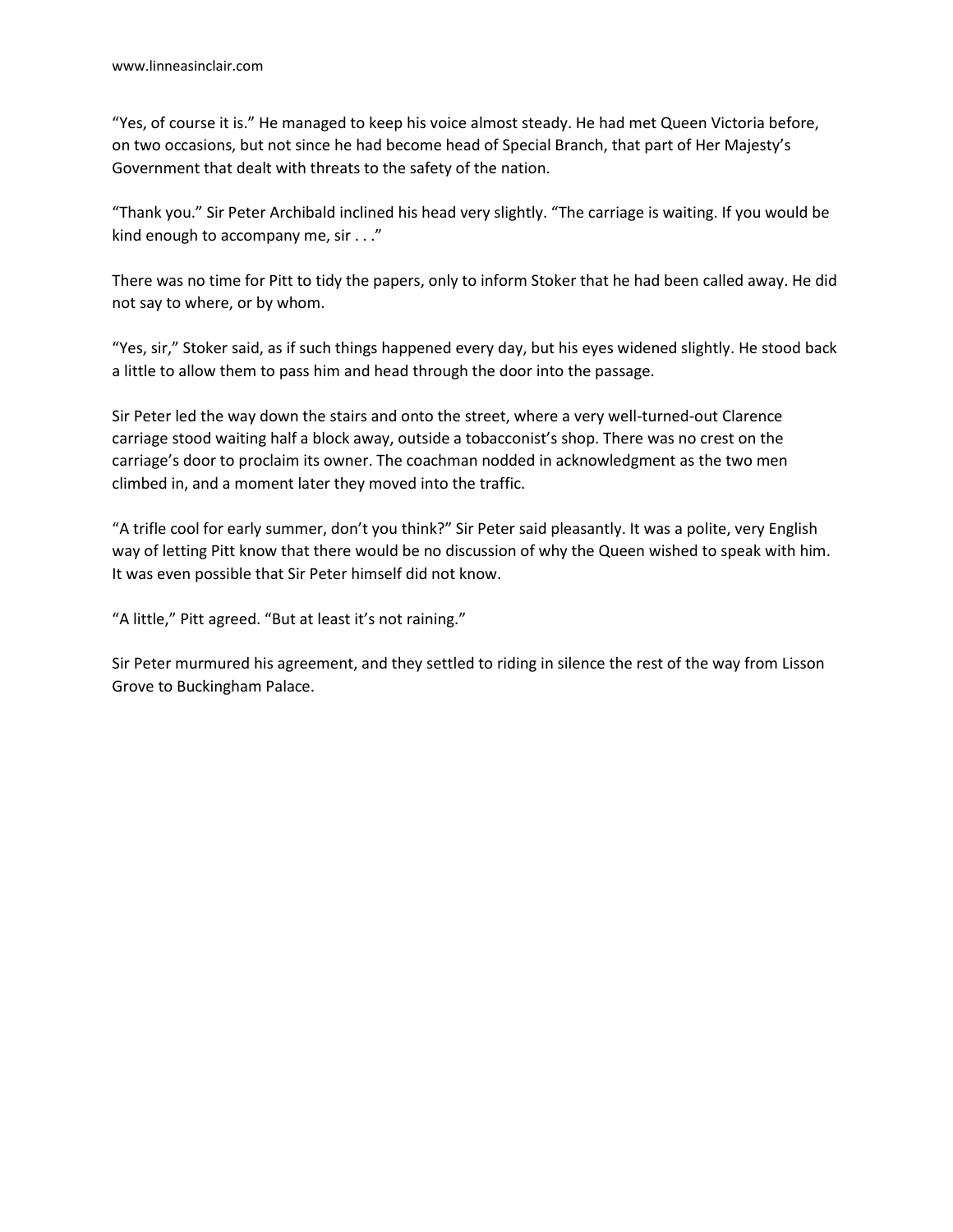"Yes, of course it is." He managed to keep his voice almost steady. He had met Queen Victoria before, on two occasions, but not since he had become head of Special Branch, that part of Her Majesty's Government that dealt with threats to the safety of the nation.

"Thank you." Sir Peter Archibald inclined his head very slightly. "The carriage is waiting. If you would be kind enough to accompany me, sir . . ."

There was no time for Pitt to tidy the papers, only to inform Stoker that he had been called away. He did not say to where, or by whom.

"Yes, sir," Stoker said, as if such things happened every day, but his eyes widened slightly. He stood back a little to allow them to pass him and head through the door into the passage.

Sir Peter led the way down the stairs and onto the street, where a very well-turned-out Clarence carriage stood waiting half a block away, outside a tobacconist's shop. There was no crest on the carriage's door to proclaim its owner. The coachman nodded in acknowledgment as the two men climbed in, and a moment later they moved into the traffic.

"A trifle cool for early summer, don't you think?" Sir Peter said pleasantly. It was a polite, very English way of letting Pitt know that there would be no discussion of why the Queen wished to speak with him. It was even possible that Sir Peter himself did not know.

"A little," Pitt agreed. "But at least it's not raining."

Sir Peter murmured his agreement, and they settled to riding in silence the rest of the way from Lisson Grove to Buckingham Palace.